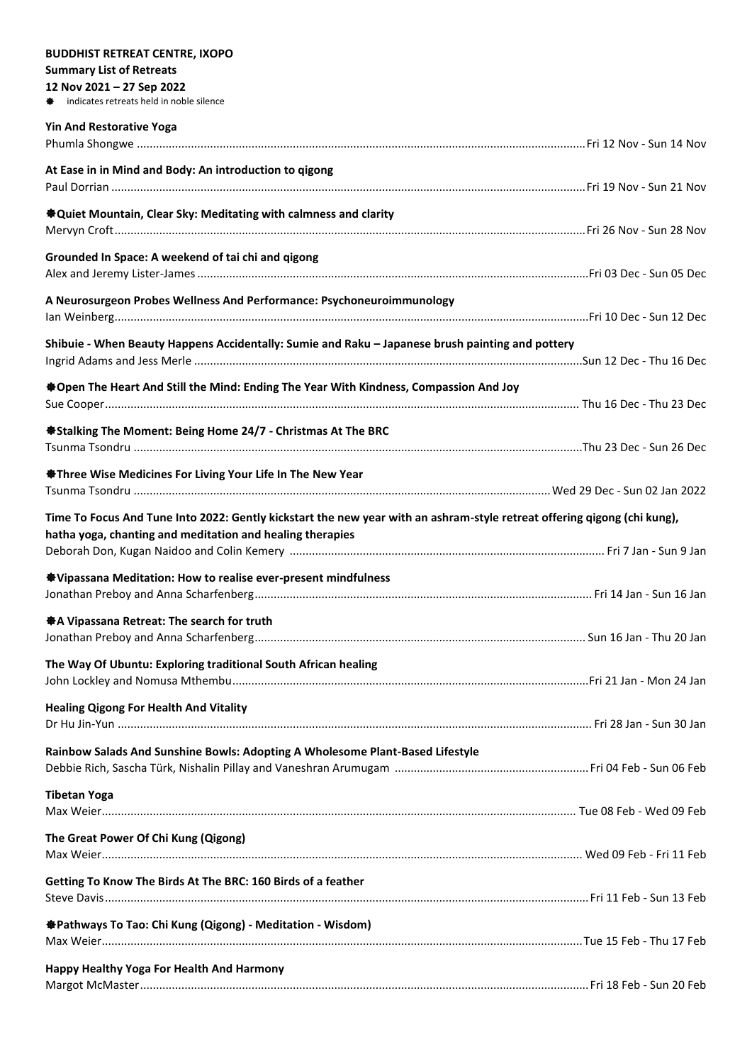**BUDDHIST RETREAT CENTRE, IXOPO**

**Summary List of Retreats**

**12 Nov 2021 – 27 Sep 2022**

❋ indicates retreats held in noble silence

**Yin And Restorative Yoga**
Phumla Shongwe ............ Fri 12 Nov - Sun 14 Nov

**At Ease in in Mind and Body: An introduction to qigong**
Paul Dorrian ............ Fri 19 Nov - Sun 21 Nov

**❋Quiet Mountain, Clear Sky: Meditating with calmness and clarity**
Mervyn Croft ............ Fri 26 Nov - Sun 28 Nov

**Grounded In Space: A weekend of tai chi and qigong**
Alex and Jeremy Lister-James ............ Fri 03 Dec - Sun 05 Dec

**A Neurosurgeon Probes Wellness And Performance: Psychoneuroimmunology**
Ian Weinberg ............ Fri 10 Dec - Sun 12 Dec

**Shibuie - When Beauty Happens Accidentally: Sumie and Raku – Japanese brush painting and pottery**
Ingrid Adams and Jess Merle ............ Sun 12 Dec - Thu 16 Dec

**❋Open The Heart And Still the Mind: Ending The Year With Kindness, Compassion And Joy**
Sue Cooper ............ Thu 16 Dec - Thu 23 Dec

**❋Stalking The Moment: Being Home 24/7 - Christmas At The BRC**
Tsunma Tsondru ............ Thu 23 Dec - Sun 26 Dec

**❋Three Wise Medicines For Living Your Life In The New Year**
Tsunma Tsondru ............ Wed 29 Dec - Sun 02 Jan 2022

**Time To Focus And Tune Into 2022: Gently kickstart the new year with an ashram-style retreat offering qigong (chi kung), hatha yoga, chanting and meditation and healing therapies**
Deborah Don, Kugan Naidoo and Colin Kemery ............ Fri 7 Jan - Sun 9 Jan

**❋Vipassana Meditation: How to realise ever-present mindfulness**
Jonathan Preboy and Anna Scharfenberg ............ Fri 14 Jan - Sun 16 Jan

**❋A Vipassana Retreat: The search for truth**
Jonathan Preboy and Anna Scharfenberg ............ Sun 16 Jan - Thu 20 Jan

**The Way Of Ubuntu: Exploring traditional South African healing**
John Lockley and Nomusa Mthembu ............ Fri 21 Jan - Mon 24 Jan

**Healing Qigong For Health And Vitality**
Dr Hu Jin-Yun ............ Fri 28 Jan - Sun 30 Jan

**Rainbow Salads And Sunshine Bowls: Adopting A Wholesome Plant-Based Lifestyle**
Debbie Rich, Sascha Türk, Nishalin Pillay and Vaneshran Arumugam ............ Fri 04 Feb - Sun 06 Feb

**Tibetan Yoga**
Max Weier ............ Tue 08 Feb - Wed 09 Feb

**The Great Power Of Chi Kung (Qigong)**
Max Weier ............ Wed 09 Feb - Fri 11 Feb

**Getting To Know The Birds At The BRC: 160 Birds of a feather**
Steve Davis ............ Fri 11 Feb - Sun 13 Feb

**❋Pathways To Tao: Chi Kung (Qigong) - Meditation - Wisdom)**
Max Weier ............ Tue 15 Feb - Thu 17 Feb

**Happy Healthy Yoga For Health And Harmony**
Margot McMaster ............ Fri 18 Feb - Sun 20 Feb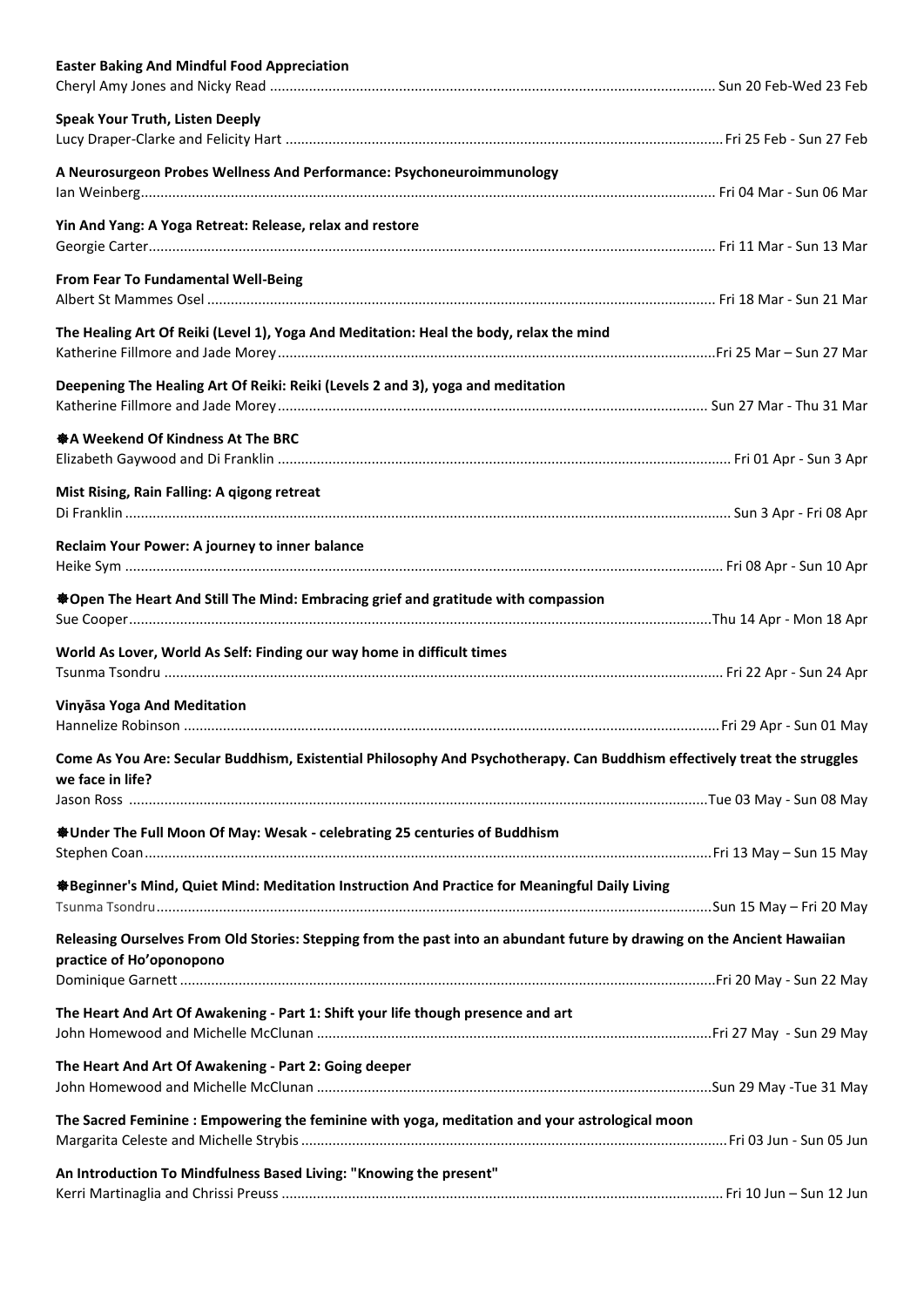**Easter Baking And Mindful Food Appreciation**
Cheryl Amy Jones and Nicky Read ................................................................ Sun 20 Feb-Wed 23 Feb

**Speak Your Truth, Listen Deeply**
Lucy Draper-Clarke and Felicity Hart ................................................................ Fri 25 Feb - Sun 27 Feb

**A Neurosurgeon Probes Wellness And Performance: Psychoneuroimmunology**
Ian Weinberg ................................................................ Fri 04 Mar - Sun 06 Mar

**Yin And Yang: A Yoga Retreat: Release, relax and restore**
Georgie Carter ................................................................ Fri 11 Mar - Sun 13 Mar

**From Fear To Fundamental Well-Being**
Albert St Mammes Osel ................................................................ Fri 18 Mar - Sun 21 Mar

**The Healing Art Of Reiki (Level 1), Yoga And Meditation: Heal the body, relax the mind**
Katherine Fillmore and Jade Morey ................................................................ Fri 25 Mar – Sun 27 Mar

**Deepening The Healing Art Of Reiki: Reiki (Levels 2 and 3), yoga and meditation**
Katherine Fillmore and Jade Morey ................................................................ Sun 27 Mar - Thu 31 Mar

**✹A Weekend Of Kindness At The BRC**
Elizabeth Gaywood and Di Franklin ................................................................ Fri 01 Apr - Sun 3 Apr

**Mist Rising, Rain Falling: A qigong retreat**
Di Franklin ................................................................ Sun 3 Apr - Fri 08 Apr

**Reclaim Your Power: A journey to inner balance**
Heike Sym ................................................................ Fri 08 Apr - Sun 10 Apr

**✹Open The Heart And Still The Mind: Embracing grief and gratitude with compassion**
Sue Cooper ................................................................ Thu 14 Apr - Mon 18 Apr

**World As Lover, World As Self: Finding our way home in difficult times**
Tsunma Tsondru ................................................................ Fri 22 Apr - Sun 24 Apr

**Vinyāsa Yoga And Meditation**
Hannelize Robinson ................................................................ Fri 29 Apr - Sun 01 May

**Come As You Are: Secular Buddhism, Existential Philosophy And Psychotherapy. Can Buddhism effectively treat the struggles we face in life?**
Jason Ross ................................................................ Tue 03 May - Sun 08 May

**✹Under The Full Moon Of May: Wesak - celebrating 25 centuries of Buddhism**
Stephen Coan ................................................................ Fri 13 May – Sun 15 May

**✹Beginner's Mind, Quiet Mind: Meditation Instruction And Practice for Meaningful Daily Living**
Tsunma Tsondru ................................................................ Sun 15 May – Fri 20 May

**Releasing Ourselves From Old Stories: Stepping from the past into an abundant future by drawing on the Ancient Hawaiian practice of Ho'oponopono**
Dominique Garnett ................................................................ Fri 20 May - Sun 22 May

**The Heart And Art Of Awakening - Part 1: Shift your life though presence and art**
John Homewood and Michelle McClunan ................................................................ Fri 27 May - Sun 29 May

**The Heart And Art Of Awakening - Part 2: Going deeper**
John Homewood and Michelle McClunan ................................................................ Sun 29 May -Tue 31 May

**The Sacred Feminine : Empowering the feminine with yoga, meditation and your astrological moon**
Margarita Celeste and Michelle Strybis ................................................................ Fri 03 Jun - Sun 05 Jun

**An Introduction To Mindfulness Based Living: "Knowing the present"**
Kerri Martinaglia and Chrissi Preuss ................................................................ Fri 10 Jun – Sun 12 Jun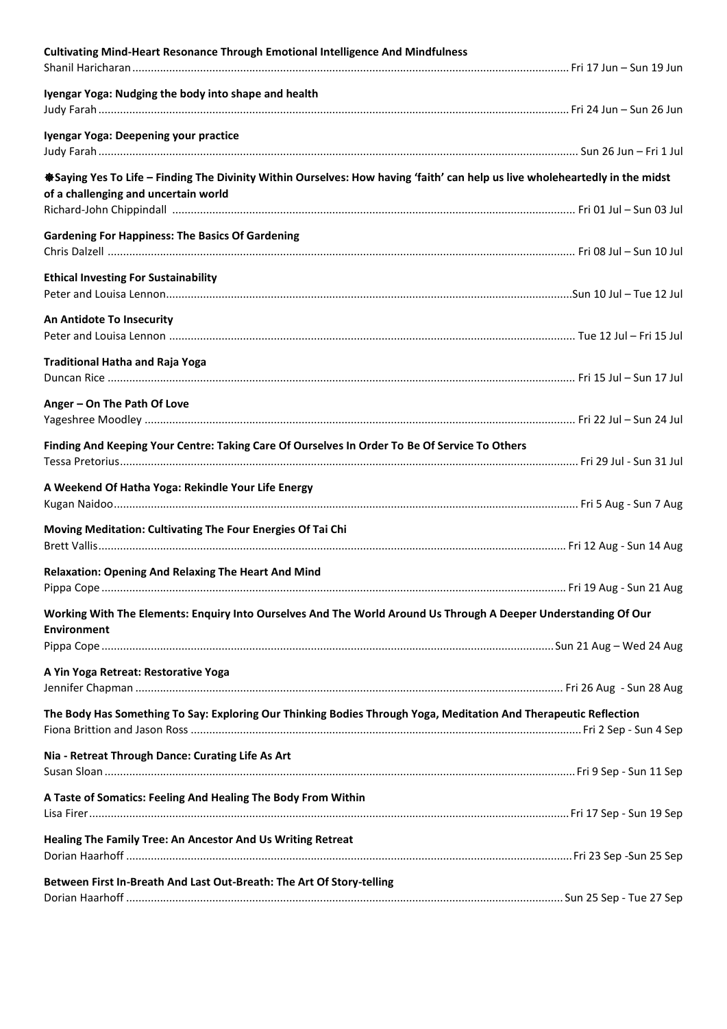**Cultivating Mind-Heart Resonance Through Emotional Intelligence And Mindfulness**
Shanil Haricharan ........................................................................ Fri 17 Jun – Sun 19 Jun

**Iyengar Yoga: Nudging the body into shape and health**
Judy Farah ........................................................................ Fri 24 Jun – Sun 26 Jun

**Iyengar Yoga: Deepening your practice**
Judy Farah ........................................................................ Sun 26 Jun – Fri 1 Jul

**❋Saying Yes To Life – Finding The Divinity Within Ourselves: How having 'faith' can help us live wholeheartedly in the midst of a challenging and uncertain world**
Richard-John Chippindall ........................................................................ Fri 01 Jul – Sun 03 Jul

**Gardening For Happiness: The Basics Of Gardening**
Chris Dalzell ........................................................................ Fri 08 Jul – Sun 10 Jul

**Ethical Investing For Sustainability**
Peter and Louisa Lennon ........................................................................ Sun 10 Jul – Tue 12 Jul

**An Antidote To Insecurity**
Peter and Louisa Lennon ........................................................................ Tue 12 Jul – Fri 15 Jul

**Traditional Hatha and Raja Yoga**
Duncan Rice ........................................................................ Fri 15 Jul – Sun 17 Jul

**Anger – On The Path Of Love**
Yageshree Moodley ........................................................................ Fri 22 Jul – Sun 24 Jul

**Finding And Keeping Your Centre: Taking Care Of Ourselves In Order To Be Of Service To Others**
Tessa Pretorius ........................................................................ Fri 29 Jul - Sun 31 Jul

**A Weekend Of Hatha Yoga: Rekindle Your Life Energy**
Kugan Naidoo ........................................................................ Fri 5 Aug - Sun 7 Aug

**Moving Meditation: Cultivating The Four Energies Of Tai Chi**
Brett Vallis ........................................................................ Fri 12 Aug - Sun 14 Aug

**Relaxation: Opening And Relaxing The Heart And Mind**
Pippa Cope ........................................................................ Fri 19 Aug - Sun 21 Aug

**Working With The Elements: Enquiry Into Ourselves And The World Around Us Through A Deeper Understanding Of Our Environment**
Pippa Cope ........................................................................ Sun 21 Aug – Wed 24 Aug

**A Yin Yoga Retreat: Restorative Yoga**
Jennifer Chapman ........................................................................ Fri 26 Aug - Sun 28 Aug

**The Body Has Something To Say: Exploring Our Thinking Bodies Through Yoga, Meditation And Therapeutic Reflection**
Fiona Brittion and Jason Ross ........................................................................ Fri 2 Sep - Sun 4 Sep

**Nia - Retreat Through Dance: Curating Life As Art**
Susan Sloan ........................................................................ Fri 9 Sep - Sun 11 Sep

**A Taste of Somatics: Feeling And Healing The Body From Within**
Lisa Firer ........................................................................ Fri 17 Sep - Sun 19 Sep

**Healing The Family Tree: An Ancestor And Us Writing Retreat**
Dorian Haarhoff ........................................................................ Fri 23 Sep -Sun 25 Sep

**Between First In-Breath And Last Out-Breath: The Art Of Story-telling**
Dorian Haarhoff ........................................................................ Sun 25 Sep - Tue 27 Sep